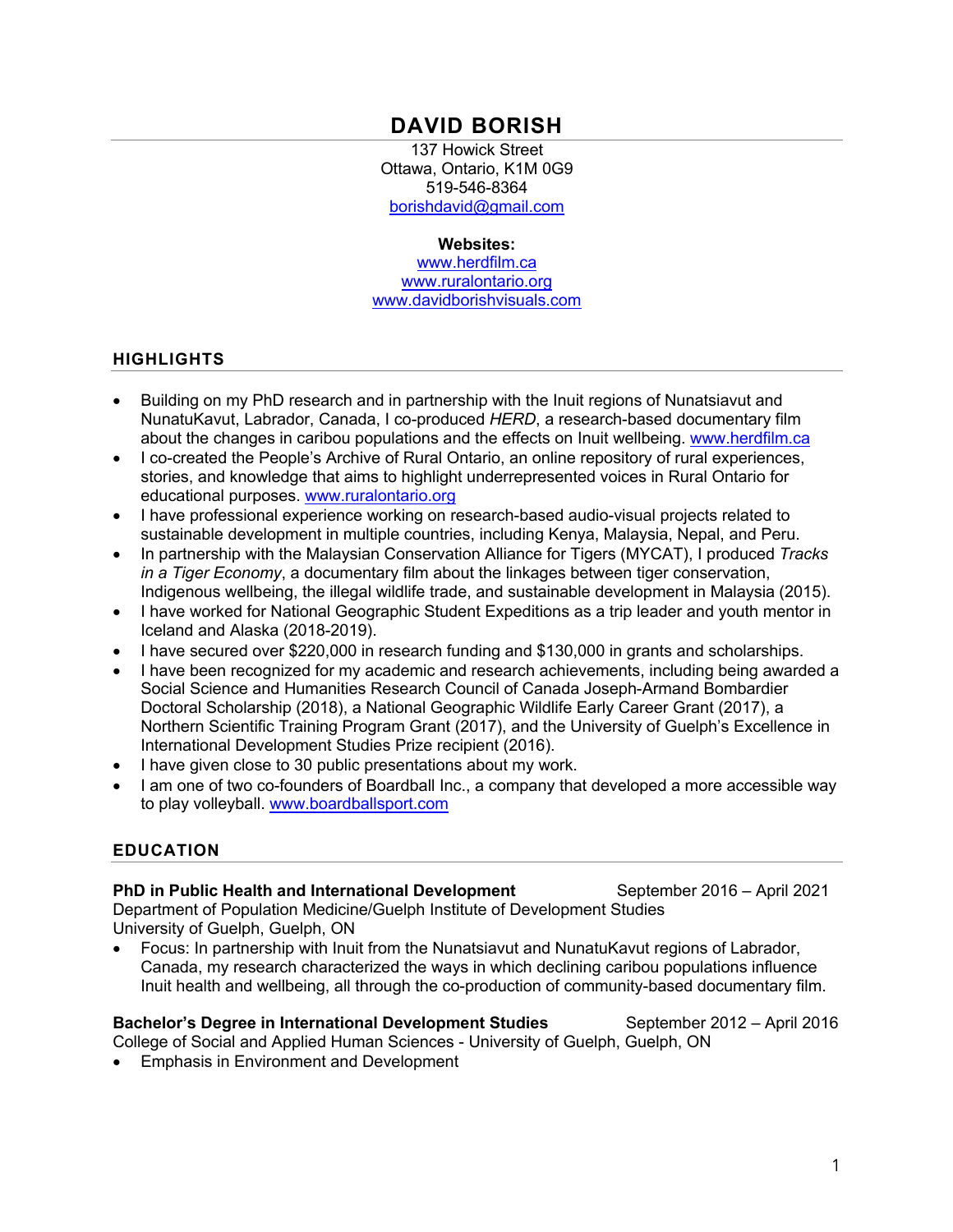# DAVID BORISH

137 Howick Street
Ottawa, Ontario, K1M 0G9
519-546-8364
borishdavid@gmail.com

**Websites:**
www.herdfilm.ca
www.ruralontario.org
www.davidborishvisuals.com

## HIGHLIGHTS

- Building on my PhD research and in partnership with the Inuit regions of Nunatsiavut and NunatuKavut, Labrador, Canada, I co-produced *HERD*, a research-based documentary film about the changes in caribou populations and the effects on Inuit wellbeing. www.herdfilm.ca
- I co-created the People's Archive of Rural Ontario, an online repository of rural experiences, stories, and knowledge that aims to highlight underrepresented voices in Rural Ontario for educational purposes. www.ruralontario.org
- I have professional experience working on research-based audio-visual projects related to sustainable development in multiple countries, including Kenya, Malaysia, Nepal, and Peru.
- In partnership with the Malaysian Conservation Alliance for Tigers (MYCAT), I produced *Tracks in a Tiger Economy*, a documentary film about the linkages between tiger conservation, Indigenous wellbeing, the illegal wildlife trade, and sustainable development in Malaysia (2015).
- I have worked for National Geographic Student Expeditions as a trip leader and youth mentor in Iceland and Alaska (2018-2019).
- I have secured over $220,000 in research funding and $130,000 in grants and scholarships.
- I have been recognized for my academic and research achievements, including being awarded a Social Science and Humanities Research Council of Canada Joseph-Armand Bombardier Doctoral Scholarship (2018), a National Geographic Wildlife Early Career Grant (2017), a Northern Scientific Training Program Grant (2017), and the University of Guelph's Excellence in International Development Studies Prize recipient (2016).
- I have given close to 30 public presentations about my work.
- I am one of two co-founders of Boardball Inc., a company that developed a more accessible way to play volleyball. www.boardballsport.com

## EDUCATION

**PhD in Public Health and International Development** September 2016 – April 2021
Department of Population Medicine/Guelph Institute of Development Studies
University of Guelph, Guelph, ON

- Focus: In partnership with Inuit from the Nunatsiavut and NunatuKavut regions of Labrador, Canada, my research characterized the ways in which declining caribou populations influence Inuit health and wellbeing, all through the co-production of community-based documentary film.

**Bachelor's Degree in International Development Studies** September 2012 – April 2016
College of Social and Applied Human Sciences - University of Guelph, Guelph, ON

- Emphasis in Environment and Development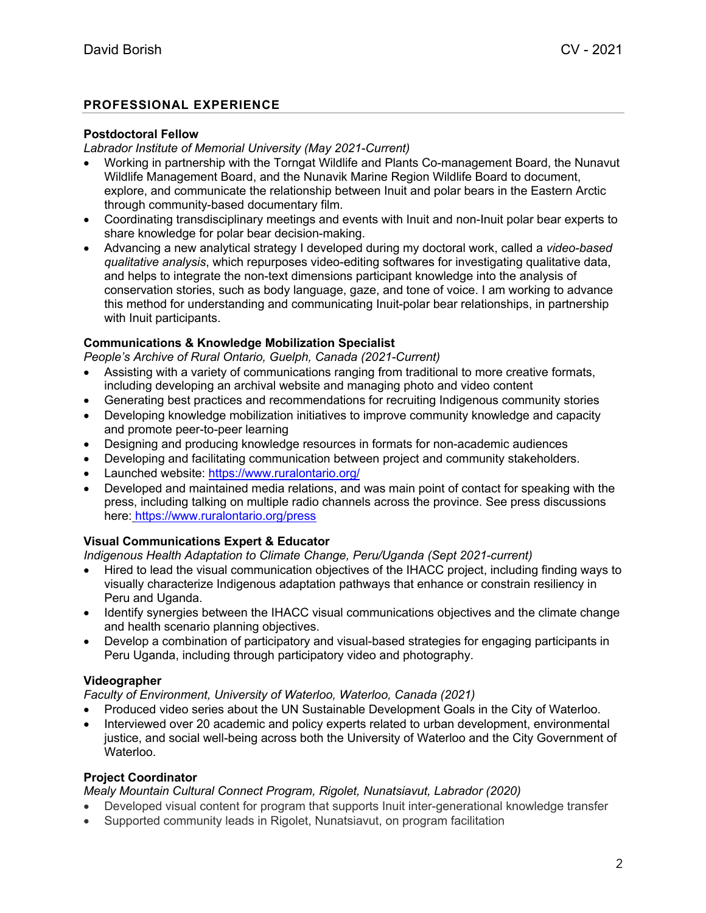## PROFESSIONAL EXPERIENCE

**Postdoctoral Fellow**
*Labrador Institute of Memorial University (May 2021-Current)*

- Working in partnership with the Torngat Wildlife and Plants Co-management Board, the Nunavut Wildlife Management Board, and the Nunavik Marine Region Wildlife Board to document, explore, and communicate the relationship between Inuit and polar bears in the Eastern Arctic through community-based documentary film.
- Coordinating transdisciplinary meetings and events with Inuit and non-Inuit polar bear experts to share knowledge for polar bear decision-making.
- Advancing a new analytical strategy I developed during my doctoral work, called a *video-based qualitative analysis*, which repurposes video-editing softwares for investigating qualitative data, and helps to integrate the non-text dimensions participant knowledge into the analysis of conservation stories, such as body language, gaze, and tone of voice. I am working to advance this method for understanding and communicating Inuit-polar bear relationships, in partnership with Inuit participants.

**Communications & Knowledge Mobilization Specialist**
*People's Archive of Rural Ontario, Guelph, Canada (2021-Current)*

- Assisting with a variety of communications ranging from traditional to more creative formats, including developing an archival website and managing photo and video content
- Generating best practices and recommendations for recruiting Indigenous community stories
- Developing knowledge mobilization initiatives to improve community knowledge and capacity and promote peer-to-peer learning
- Designing and producing knowledge resources in formats for non-academic audiences
- Developing and facilitating communication between project and community stakeholders.
- Launched website: https://www.ruralontario.org/
- Developed and maintained media relations, and was main point of contact for speaking with the press, including talking on multiple radio channels across the province. See press discussions here: https://www.ruralontario.org/press

**Visual Communications Expert & Educator**
*Indigenous Health Adaptation to Climate Change, Peru/Uganda (Sept 2021-current)*

- Hired to lead the visual communication objectives of the IHACC project, including finding ways to visually characterize Indigenous adaptation pathways that enhance or constrain resiliency in Peru and Uganda.
- Identify synergies between the IHACC visual communications objectives and the climate change and health scenario planning objectives.
- Develop a combination of participatory and visual-based strategies for engaging participants in Peru Uganda, including through participatory video and photography.

**Videographer**
*Faculty of Environment, University of Waterloo, Waterloo, Canada (2021)*

- Produced video series about the UN Sustainable Development Goals in the City of Waterloo.
- Interviewed over 20 academic and policy experts related to urban development, environmental justice, and social well-being across both the University of Waterloo and the City Government of Waterloo.

**Project Coordinator**
*Mealy Mountain Cultural Connect Program, Rigolet, Nunatsiavut, Labrador (2020)*

- Developed visual content for program that supports Inuit inter-generational knowledge transfer
- Supported community leads in Rigolet, Nunatsiavut, on program facilitation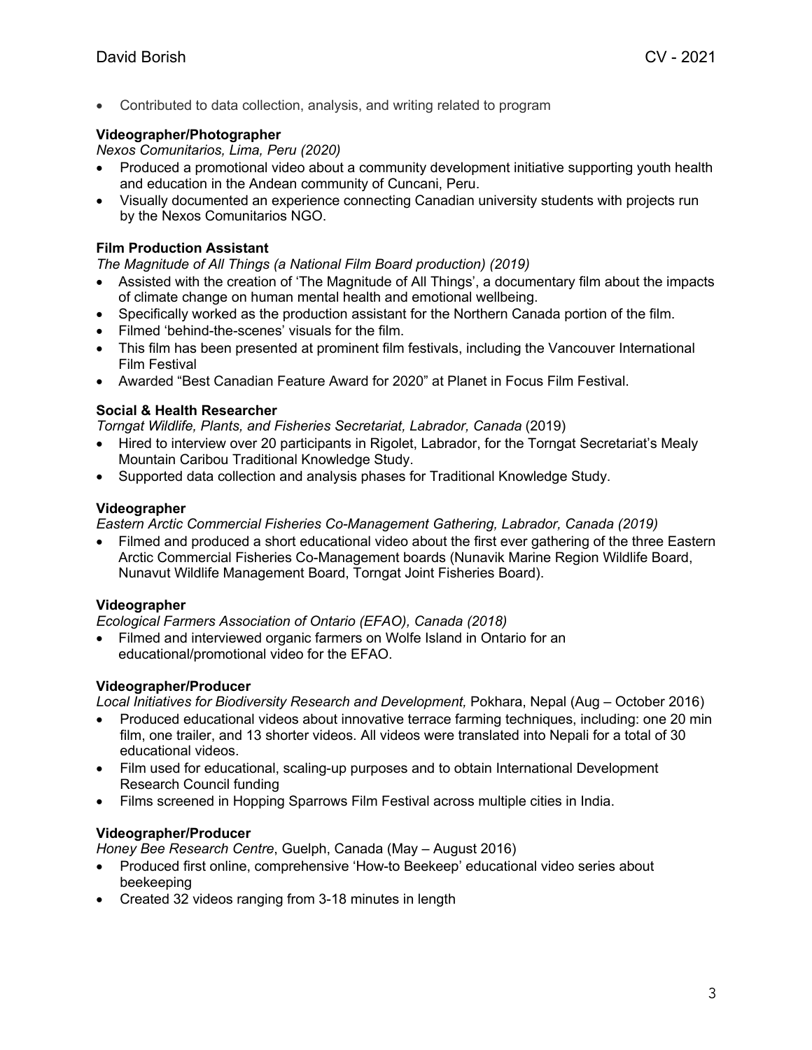- Contributed to data collection, analysis, and writing related to program

**Videographer/Photographer**

*Nexos Comunitarios, Lima, Peru (2020)*

- Produced a promotional video about a community development initiative supporting youth health and education in the Andean community of Cuncani, Peru.
- Visually documented an experience connecting Canadian university students with projects run by the Nexos Comunitarios NGO.

**Film Production Assistant**

*The Magnitude of All Things (a National Film Board production) (2019)*

- Assisted with the creation of 'The Magnitude of All Things', a documentary film about the impacts of climate change on human mental health and emotional wellbeing.
- Specifically worked as the production assistant for the Northern Canada portion of the film.
- Filmed 'behind-the-scenes' visuals for the film.
- This film has been presented at prominent film festivals, including the Vancouver International Film Festival
- Awarded "Best Canadian Feature Award for 2020" at Planet in Focus Film Festival.

**Social & Health Researcher**

*Torngat Wildlife, Plants, and Fisheries Secretariat, Labrador, Canada* (2019)

- Hired to interview over 20 participants in Rigolet, Labrador, for the Torngat Secretariat's Mealy Mountain Caribou Traditional Knowledge Study.
- Supported data collection and analysis phases for Traditional Knowledge Study.

**Videographer**

*Eastern Arctic Commercial Fisheries Co-Management Gathering, Labrador, Canada (2019)*

- Filmed and produced a short educational video about the first ever gathering of the three Eastern Arctic Commercial Fisheries Co-Management boards (Nunavik Marine Region Wildlife Board, Nunavut Wildlife Management Board, Torngat Joint Fisheries Board).

**Videographer**

*Ecological Farmers Association of Ontario (EFAO), Canada (2018)*

- Filmed and interviewed organic farmers on Wolfe Island in Ontario for an educational/promotional video for the EFAO.

**Videographer/Producer**

*Local Initiatives for Biodiversity Research and Development,* Pokhara, Nepal (Aug – October 2016)

- Produced educational videos about innovative terrace farming techniques, including: one 20 min film, one trailer, and 13 shorter videos. All videos were translated into Nepali for a total of 30 educational videos.
- Film used for educational, scaling-up purposes and to obtain International Development Research Council funding
- Films screened in Hopping Sparrows Film Festival across multiple cities in India.

**Videographer/Producer**

*Honey Bee Research Centre*, Guelph, Canada (May – August 2016)

- Produced first online, comprehensive 'How-to Beekeep' educational video series about beekeeping
- Created 32 videos ranging from 3-18 minutes in length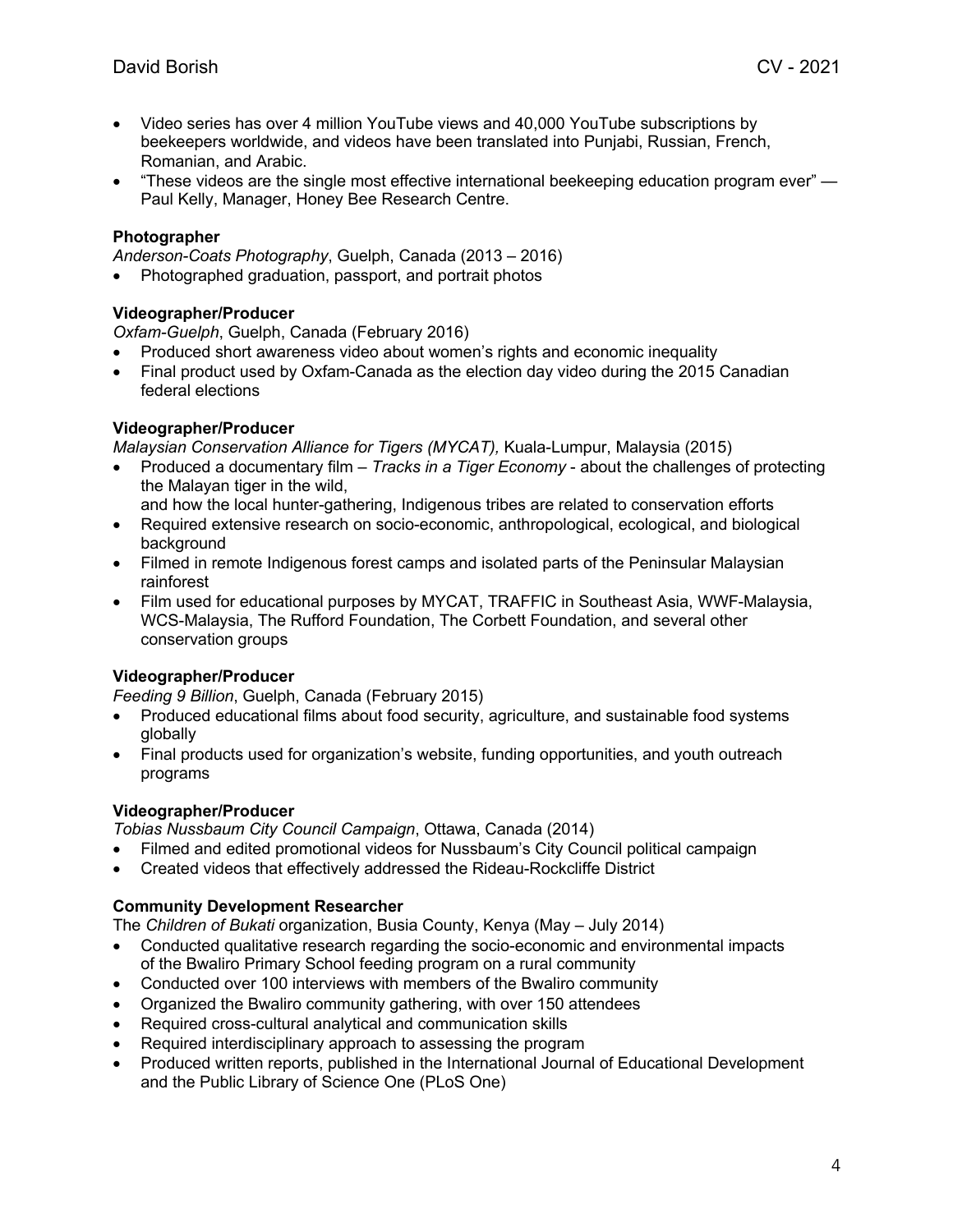- Video series has over 4 million YouTube views and 40,000 YouTube subscriptions by beekeepers worldwide, and videos have been translated into Punjabi, Russian, French, Romanian, and Arabic.
- "These videos are the single most effective international beekeeping education program ever" — Paul Kelly, Manager, Honey Bee Research Centre.

**Photographer**
*Anderson-Coats Photography*, Guelph, Canada (2013 – 2016)
- Photographed graduation, passport, and portrait photos

**Videographer/Producer**
*Oxfam-Guelph*, Guelph, Canada (February 2016)
- Produced short awareness video about women's rights and economic inequality
- Final product used by Oxfam-Canada as the election day video during the 2015 Canadian federal elections

**Videographer/Producer**
*Malaysian Conservation Alliance for Tigers (MYCAT),* Kuala-Lumpur, Malaysia (2015)
- Produced a documentary film – *Tracks in a Tiger Economy* - about the challenges of protecting the Malayan tiger in the wild,
  and how the local hunter-gathering, Indigenous tribes are related to conservation efforts
- Required extensive research on socio-economic, anthropological, ecological, and biological background
- Filmed in remote Indigenous forest camps and isolated parts of the Peninsular Malaysian rainforest
- Film used for educational purposes by MYCAT, TRAFFIC in Southeast Asia, WWF-Malaysia, WCS-Malaysia, The Rufford Foundation, The Corbett Foundation, and several other conservation groups

**Videographer/Producer**
*Feeding 9 Billion*, Guelph, Canada (February 2015)
- Produced educational films about food security, agriculture, and sustainable food systems globally
- Final products used for organization's website, funding opportunities, and youth outreach programs

**Videographer/Producer**
*Tobias Nussbaum City Council Campaign*, Ottawa, Canada (2014)
- Filmed and edited promotional videos for Nussbaum's City Council political campaign
- Created videos that effectively addressed the Rideau-Rockcliffe District

**Community Development Researcher**
The *Children of Bukati* organization, Busia County, Kenya (May – July 2014)
- Conducted qualitative research regarding the socio-economic and environmental impacts of the Bwaliro Primary School feeding program on a rural community
- Conducted over 100 interviews with members of the Bwaliro community
- Organized the Bwaliro community gathering, with over 150 attendees
- Required cross-cultural analytical and communication skills
- Required interdisciplinary approach to assessing the program
- Produced written reports, published in the International Journal of Educational Development and the Public Library of Science One (PLoS One)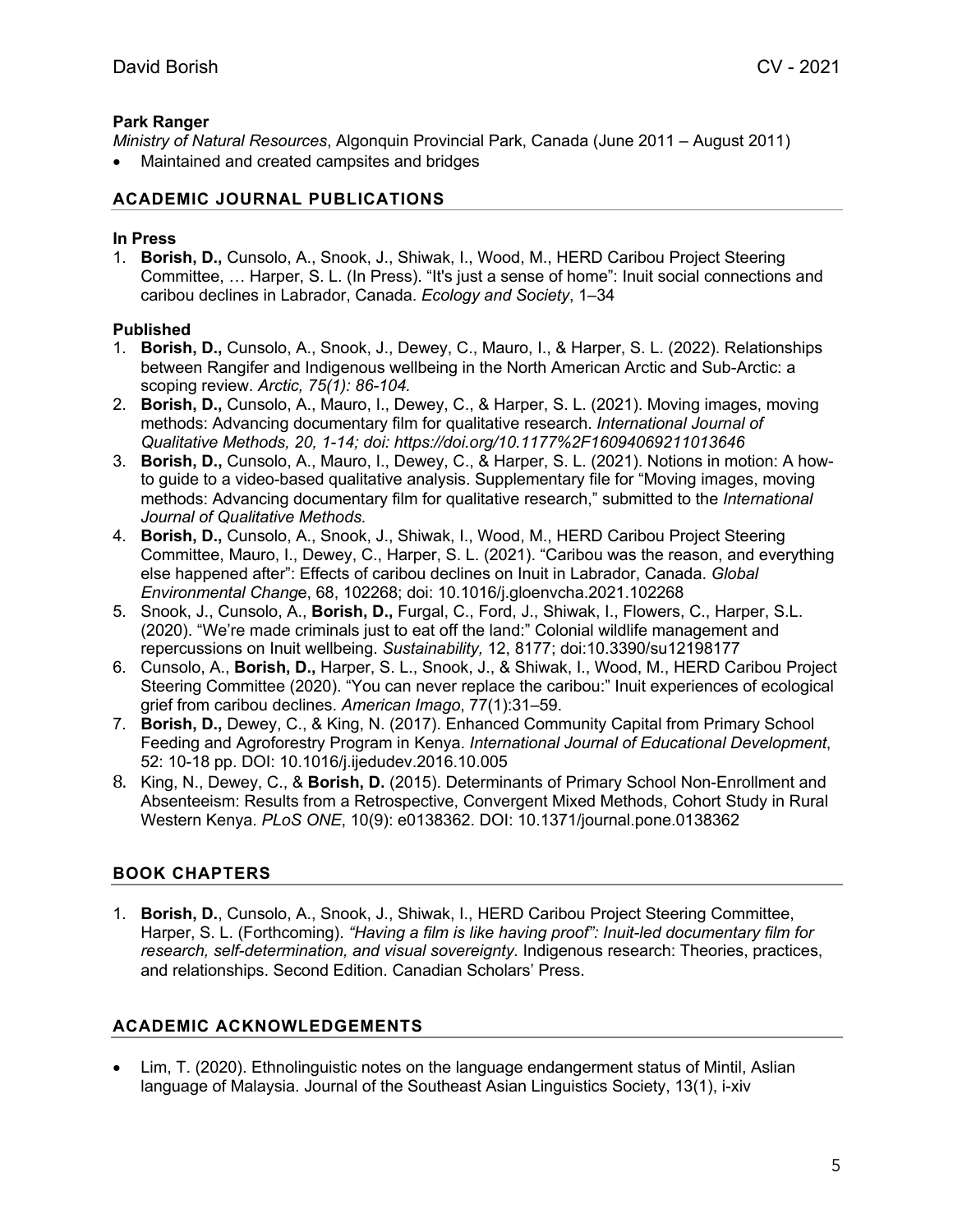**Park Ranger**

*Ministry of Natural Resources*, Algonquin Provincial Park, Canada (June 2011 – August 2011)

- Maintained and created campsites and bridges

## ACADEMIC JOURNAL PUBLICATIONS

**In Press**

1. **Borish, D.,** Cunsolo, A., Snook, J., Shiwak, I., Wood, M., HERD Caribou Project Steering Committee, … Harper, S. L. (In Press). "It's just a sense of home": Inuit social connections and caribou declines in Labrador, Canada. *Ecology and Society*, 1–34

**Published**

1. **Borish, D.,** Cunsolo, A., Snook, J., Dewey, C., Mauro, I., & Harper, S. L. (2022). Relationships between Rangifer and Indigenous wellbeing in the North American Arctic and Sub-Arctic: a scoping review. *Arctic, 75(1): 86-104.*
2. **Borish, D.,** Cunsolo, A., Mauro, I., Dewey, C., & Harper, S. L. (2021). Moving images, moving methods: Advancing documentary film for qualitative research. *International Journal of Qualitative Methods, 20, 1-14; doi: https://doi.org/10.1177%2F16094069211013646*
3. **Borish, D.,** Cunsolo, A., Mauro, I., Dewey, C., & Harper, S. L. (2021). Notions in motion: A how-to guide to a video-based qualitative analysis. Supplementary file for "Moving images, moving methods: Advancing documentary film for qualitative research," submitted to the *International Journal of Qualitative Methods.*
4. **Borish, D.,** Cunsolo, A., Snook, J., Shiwak, I., Wood, M., HERD Caribou Project Steering Committee, Mauro, I., Dewey, C., Harper, S. L. (2021). "Caribou was the reason, and everything else happened after": Effects of caribou declines on Inuit in Labrador, Canada. *Global Environmental Chang*e, 68, 102268; doi: 10.1016/j.gloenvcha.2021.102268
5. Snook, J., Cunsolo, A., **Borish, D.,** Furgal, C., Ford, J., Shiwak, I., Flowers, C., Harper, S.L. (2020). "We're made criminals just to eat off the land:" Colonial wildlife management and repercussions on Inuit wellbeing. *Sustainability,* 12, 8177; doi:10.3390/su12198177
6. Cunsolo, A., **Borish, D.,** Harper, S. L., Snook, J., & Shiwak, I., Wood, M., HERD Caribou Project Steering Committee (2020). "You can never replace the caribou:" Inuit experiences of ecological grief from caribou declines. *American Imago*, 77(1):31–59.
7. **Borish, D.,** Dewey, C., & King, N. (2017). Enhanced Community Capital from Primary School Feeding and Agroforestry Program in Kenya. *International Journal of Educational Development*, 52: 10-18 pp. DOI: 10.1016/j.ijedudev.2016.10.005
8. King, N., Dewey, C., & **Borish, D.** (2015). Determinants of Primary School Non-Enrollment and Absenteeism: Results from a Retrospective, Convergent Mixed Methods, Cohort Study in Rural Western Kenya. *PLoS ONE*, 10(9): e0138362. DOI: 10.1371/journal.pone.0138362

## BOOK CHAPTERS

1. **Borish, D.**, Cunsolo, A., Snook, J., Shiwak, I., HERD Caribou Project Steering Committee, Harper, S. L. (Forthcoming). *"Having a film is like having proof": Inuit-led documentary film for research, self-determination, and visual sovereignty.* Indigenous research: Theories, practices, and relationships. Second Edition. Canadian Scholars' Press.

## ACADEMIC ACKNOWLEDGEMENTS

- Lim, T. (2020). Ethnolinguistic notes on the language endangerment status of Mintil, Aslian language of Malaysia. Journal of the Southeast Asian Linguistics Society, 13(1), i-xiv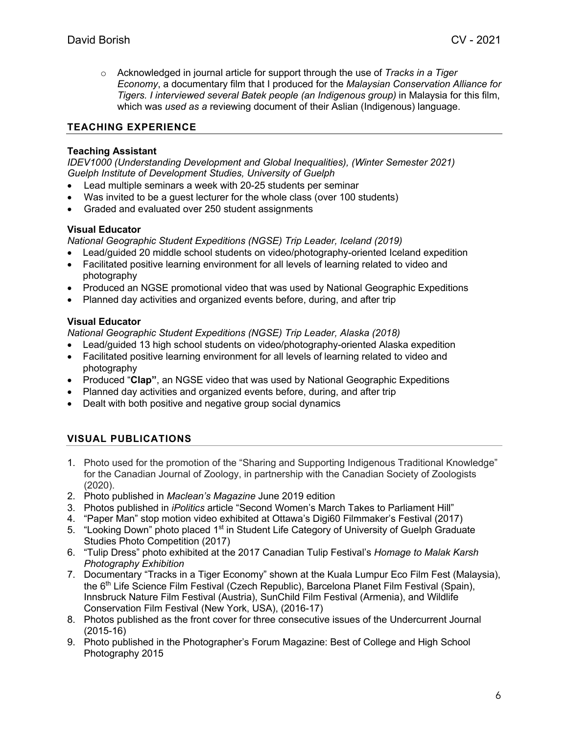- Acknowledged in journal article for support through the use of *Tracks in a Tiger Economy*, a documentary film that I produced for the *Malaysian Conservation Alliance for Tigers. I interviewed several Batek people (an Indigenous group)* in Malaysia for this film, which was *used as a* reviewing document of their Aslian (Indigenous) language.

## TEACHING EXPERIENCE

**Teaching Assistant**
*IDEV1000 (Understanding Development and Global Inequalities), (Winter Semester 2021)*
*Guelph Institute of Development Studies, University of Guelph*

- Lead multiple seminars a week with 20-25 students per seminar
- Was invited to be a guest lecturer for the whole class (over 100 students)
- Graded and evaluated over 250 student assignments

**Visual Educator**
*National Geographic Student Expeditions (NGSE) Trip Leader, Iceland (2019)*

- Lead/guided 20 middle school students on video/photography-oriented Iceland expedition
- Facilitated positive learning environment for all levels of learning related to video and photography
- Produced an NGSE promotional video that was used by National Geographic Expeditions
- Planned day activities and organized events before, during, and after trip

**Visual Educator**
*National Geographic Student Expeditions (NGSE) Trip Leader, Alaska (2018)*

- Lead/guided 13 high school students on video/photography-oriented Alaska expedition
- Facilitated positive learning environment for all levels of learning related to video and photography
- Produced "**Clap"**, an NGSE video that was used by National Geographic Expeditions
- Planned day activities and organized events before, during, and after trip
- Dealt with both positive and negative group social dynamics

## VISUAL PUBLICATIONS

1. Photo used for the promotion of the "Sharing and Supporting Indigenous Traditional Knowledge" for the Canadian Journal of Zoology, in partnership with the Canadian Society of Zoologists (2020).
2. Photo published in *Maclean's Magazine* June 2019 edition
3. Photos published in *iPolitics* article "Second Women's March Takes to Parliament Hill"
4. "Paper Man" stop motion video exhibited at Ottawa's Digi60 Filmmaker's Festival (2017)
5. "Looking Down" photo placed 1st in Student Life Category of University of Guelph Graduate Studies Photo Competition (2017)
6. "Tulip Dress" photo exhibited at the 2017 Canadian Tulip Festival's *Homage to Malak Karsh Photography Exhibition*
7. Documentary "Tracks in a Tiger Economy" shown at the Kuala Lumpur Eco Film Fest (Malaysia), the 6th Life Science Film Festival (Czech Republic), Barcelona Planet Film Festival (Spain), Innsbruck Nature Film Festival (Austria), SunChild Film Festival (Armenia), and Wildlife Conservation Film Festival (New York, USA), (2016-17)
8. Photos published as the front cover for three consecutive issues of the Undercurrent Journal (2015-16)
9. Photo published in the Photographer's Forum Magazine: Best of College and High School Photography 2015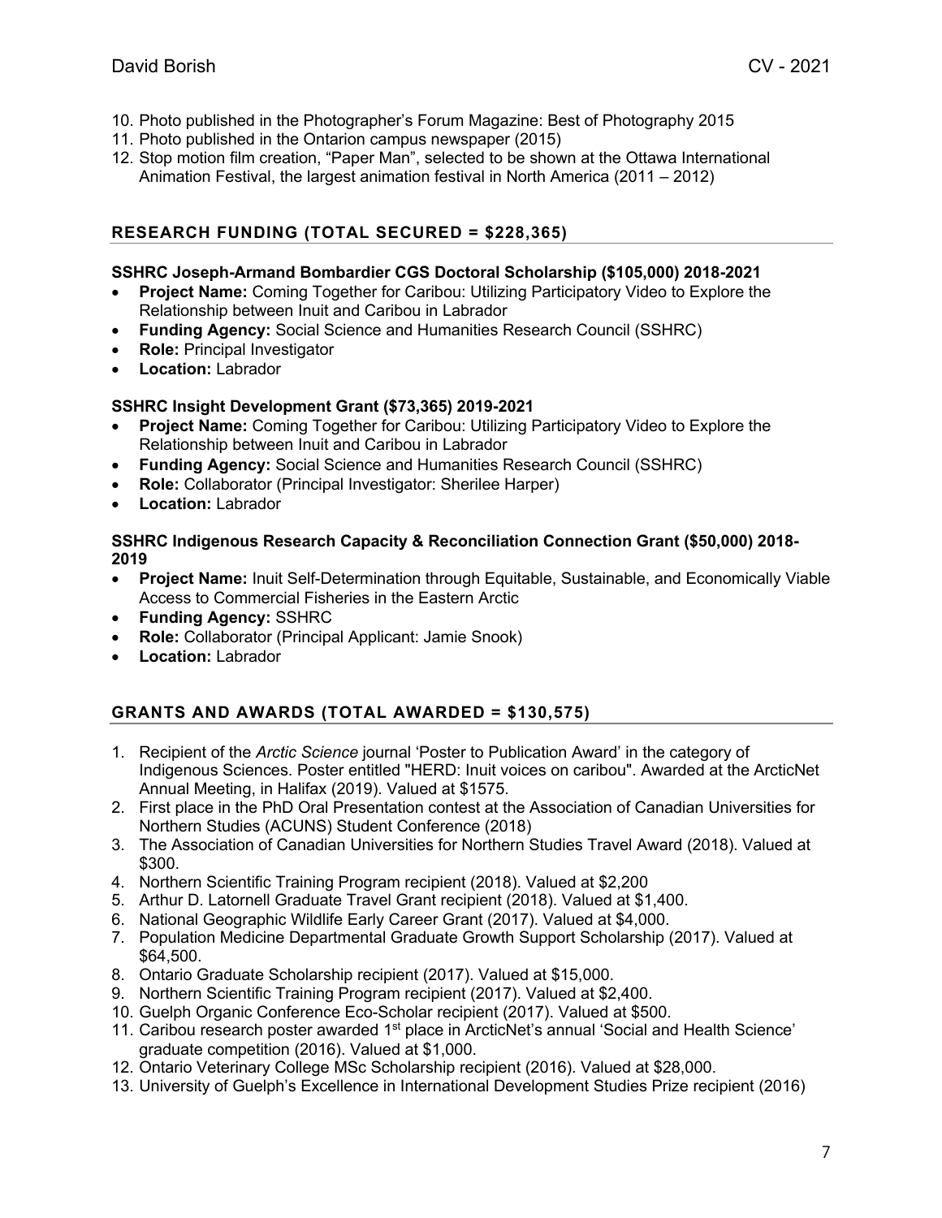10. Photo published in the Photographer's Forum Magazine: Best of Photography 2015
11. Photo published in the Ontarion campus newspaper (2015)
12. Stop motion film creation, "Paper Man", selected to be shown at the Ottawa International Animation Festival, the largest animation festival in North America (2011 – 2012)

## RESEARCH FUNDING (TOTAL SECURED = $228,365)

**SSHRC Joseph-Armand Bombardier CGS Doctoral Scholarship ($105,000) 2018-2021**

- **Project Name:** Coming Together for Caribou: Utilizing Participatory Video to Explore the Relationship between Inuit and Caribou in Labrador
- **Funding Agency:** Social Science and Humanities Research Council (SSHRC)
- **Role:** Principal Investigator
- **Location:** Labrador

**SSHRC Insight Development Grant ($73,365) 2019-2021**

- **Project Name:** Coming Together for Caribou: Utilizing Participatory Video to Explore the Relationship between Inuit and Caribou in Labrador
- **Funding Agency:** Social Science and Humanities Research Council (SSHRC)
- **Role:** Collaborator (Principal Investigator: Sherilee Harper)
- **Location:** Labrador

**SSHRC Indigenous Research Capacity & Reconciliation Connection Grant ($50,000) 2018-2019**

- **Project Name:** Inuit Self-Determination through Equitable, Sustainable, and Economically Viable Access to Commercial Fisheries in the Eastern Arctic
- **Funding Agency:** SSHRC
- **Role:** Collaborator (Principal Applicant: Jamie Snook)
- **Location:** Labrador

## GRANTS AND AWARDS (TOTAL AWARDED = $130,575)

1. Recipient of the *Arctic Science* journal 'Poster to Publication Award' in the category of Indigenous Sciences. Poster entitled "HERD: Inuit voices on caribou". Awarded at the ArcticNet Annual Meeting, in Halifax (2019). Valued at $1575.
2. First place in the PhD Oral Presentation contest at the Association of Canadian Universities for Northern Studies (ACUNS) Student Conference (2018)
3. The Association of Canadian Universities for Northern Studies Travel Award (2018). Valued at $300.
4. Northern Scientific Training Program recipient (2018). Valued at $2,200
5. Arthur D. Latornell Graduate Travel Grant recipient (2018). Valued at $1,400.
6. National Geographic Wildlife Early Career Grant (2017). Valued at $4,000.
7. Population Medicine Departmental Graduate Growth Support Scholarship (2017). Valued at $64,500.
8. Ontario Graduate Scholarship recipient (2017). Valued at $15,000.
9. Northern Scientific Training Program recipient (2017). Valued at $2,400.
10. Guelph Organic Conference Eco-Scholar recipient (2017). Valued at $500.
11. Caribou research poster awarded 1st place in ArcticNet's annual 'Social and Health Science' graduate competition (2016). Valued at $1,000.
12. Ontario Veterinary College MSc Scholarship recipient (2016). Valued at $28,000.
13. University of Guelph's Excellence in International Development Studies Prize recipient (2016)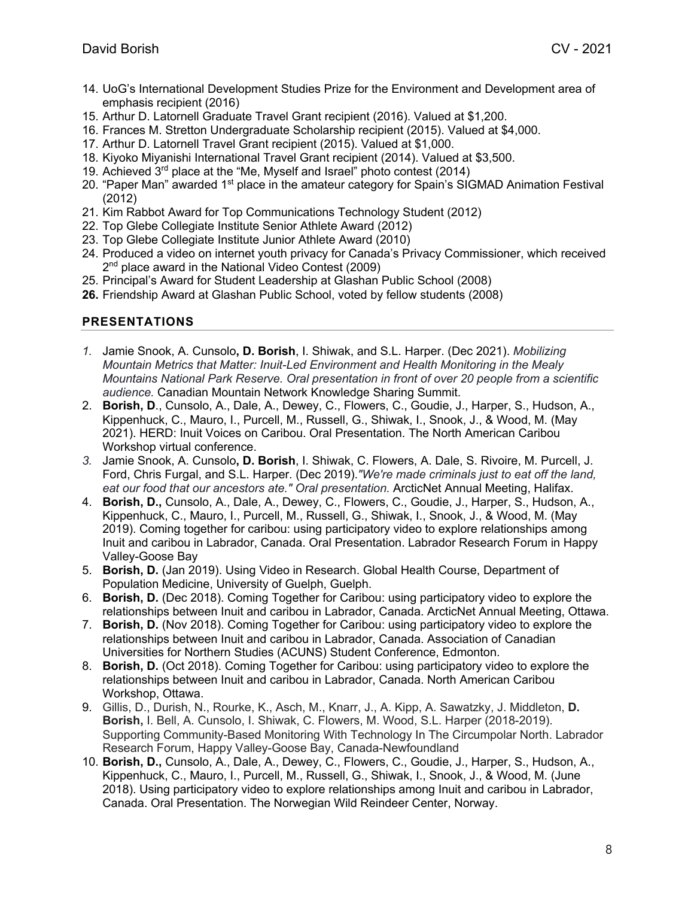14. UoG's International Development Studies Prize for the Environment and Development area of emphasis recipient (2016)
15. Arthur D. Latornell Graduate Travel Grant recipient (2016). Valued at $1,200.
16. Frances M. Stretton Undergraduate Scholarship recipient (2015). Valued at $4,000.
17. Arthur D. Latornell Travel Grant recipient (2015). Valued at $1,000.
18. Kiyoko Miyanishi International Travel Grant recipient (2014). Valued at $3,500.
19. Achieved 3rd place at the "Me, Myself and Israel" photo contest (2014)
20. "Paper Man" awarded 1st place in the amateur category for Spain's SIGMAD Animation Festival (2012)
21. Kim Rabbot Award for Top Communications Technology Student (2012)
22. Top Glebe Collegiate Institute Senior Athlete Award (2012)
23. Top Glebe Collegiate Institute Junior Athlete Award (2010)
24. Produced a video on internet youth privacy for Canada's Privacy Commissioner, which received 2nd place award in the National Video Contest (2009)
25. Principal's Award for Student Leadership at Glashan Public School (2008)
26. Friendship Award at Glashan Public School, voted by fellow students (2008)

## PRESENTATIONS

1. Jamie Snook, A. Cunsolo**, D. Borish**, I. Shiwak, and S.L. Harper. (Dec 2021). *Mobilizing Mountain Metrics that Matter: Inuit-Led Environment and Health Monitoring in the Mealy Mountains National Park Reserve. Oral presentation in front of over 20 people from a scientific audience.* Canadian Mountain Network Knowledge Sharing Summit.
2. **Borish, D**., Cunsolo, A., Dale, A., Dewey, C., Flowers, C., Goudie, J., Harper, S., Hudson, A., Kippenhuck, C., Mauro, I., Purcell, M., Russell, G., Shiwak, I., Snook, J., & Wood, M. (May 2021). HERD: Inuit Voices on Caribou. Oral Presentation. The North American Caribou Workshop virtual conference.
3. Jamie Snook, A. Cunsolo**, D. Borish**, I. Shiwak, C. Flowers, A. Dale, S. Rivoire, M. Purcell, J. Ford, Chris Furgal, and S.L. Harper. (Dec 2019).*"We're made criminals just to eat off the land, eat our food that our ancestors ate." Oral presentation.* ArcticNet Annual Meeting, Halifax.
4. **Borish, D.,** Cunsolo, A., Dale, A., Dewey, C., Flowers, C., Goudie, J., Harper, S., Hudson, A., Kippenhuck, C., Mauro, I., Purcell, M., Russell, G., Shiwak, I., Snook, J., & Wood, M. (May 2019). Coming together for caribou: using participatory video to explore relationships among Inuit and caribou in Labrador, Canada. Oral Presentation. Labrador Research Forum in Happy Valley-Goose Bay
5. **Borish, D.** (Jan 2019). Using Video in Research. Global Health Course, Department of Population Medicine, University of Guelph, Guelph.
6. **Borish, D.** (Dec 2018). Coming Together for Caribou: using participatory video to explore the relationships between Inuit and caribou in Labrador, Canada. ArcticNet Annual Meeting, Ottawa.
7. **Borish, D.** (Nov 2018). Coming Together for Caribou: using participatory video to explore the relationships between Inuit and caribou in Labrador, Canada. Association of Canadian Universities for Northern Studies (ACUNS) Student Conference, Edmonton.
8. **Borish, D.** (Oct 2018). Coming Together for Caribou: using participatory video to explore the relationships between Inuit and caribou in Labrador, Canada. North American Caribou Workshop, Ottawa.
9. Gillis, D., Durish, N., Rourke, K., Asch, M., Knarr, J., A. Kipp, A. Sawatzky, J. Middleton, **D. Borish,** I. Bell, A. Cunsolo, I. Shiwak, C. Flowers, M. Wood, S.L. Harper (2018-2019). Supporting Community-Based Monitoring With Technology In The Circumpolar North. Labrador Research Forum, Happy Valley-Goose Bay, Canada-Newfoundland
10. **Borish, D.,** Cunsolo, A., Dale, A., Dewey, C., Flowers, C., Goudie, J., Harper, S., Hudson, A., Kippenhuck, C., Mauro, I., Purcell, M., Russell, G., Shiwak, I., Snook, J., & Wood, M. (June 2018). Using participatory video to explore relationships among Inuit and caribou in Labrador, Canada. Oral Presentation. The Norwegian Wild Reindeer Center, Norway.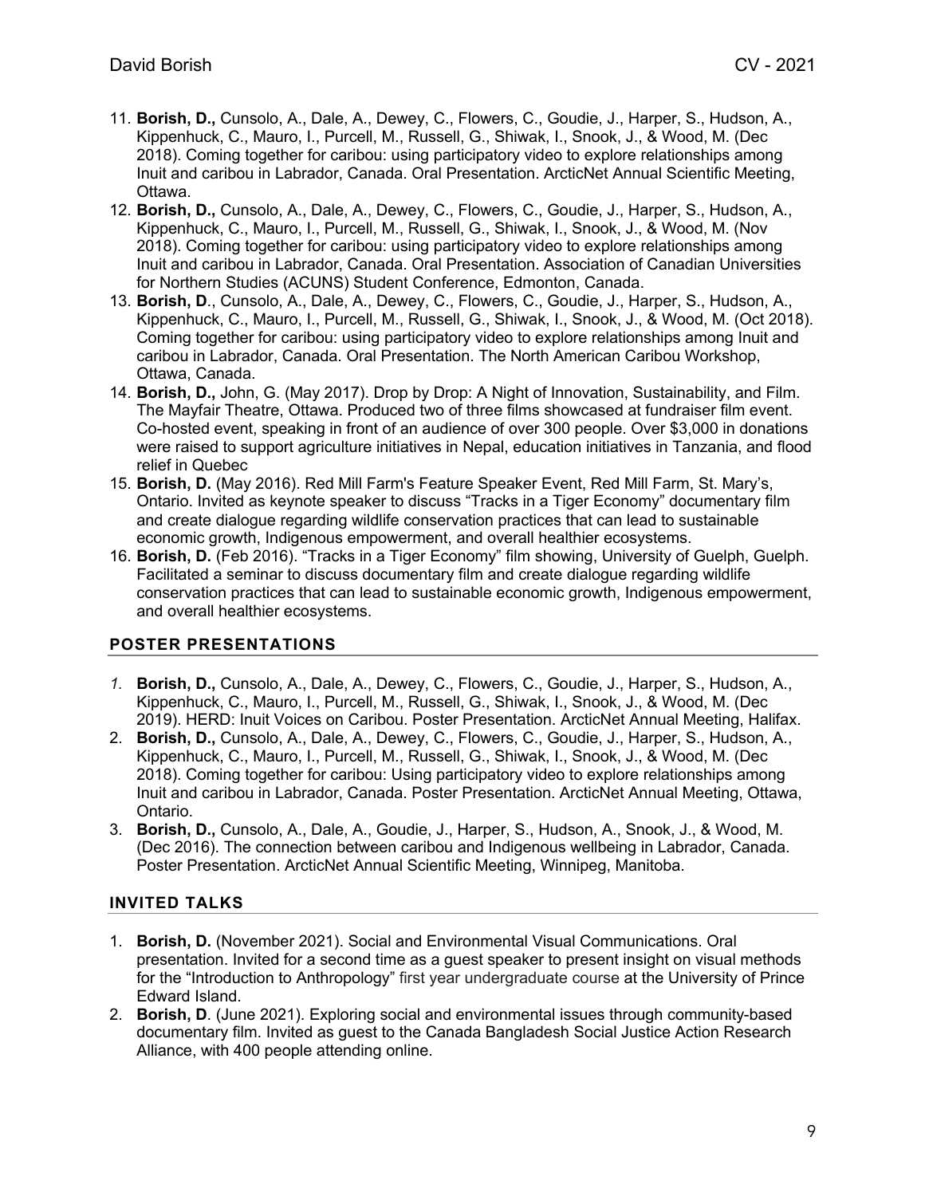11. **Borish, D.,** Cunsolo, A., Dale, A., Dewey, C., Flowers, C., Goudie, J., Harper, S., Hudson, A., Kippenhuck, C., Mauro, I., Purcell, M., Russell, G., Shiwak, I., Snook, J., & Wood, M. (Dec 2018). Coming together for caribou: using participatory video to explore relationships among Inuit and caribou in Labrador, Canada. Oral Presentation. ArcticNet Annual Scientific Meeting, Ottawa.
12. **Borish, D.,** Cunsolo, A., Dale, A., Dewey, C., Flowers, C., Goudie, J., Harper, S., Hudson, A., Kippenhuck, C., Mauro, I., Purcell, M., Russell, G., Shiwak, I., Snook, J., & Wood, M. (Nov 2018). Coming together for caribou: using participatory video to explore relationships among Inuit and caribou in Labrador, Canada. Oral Presentation. Association of Canadian Universities for Northern Studies (ACUNS) Student Conference, Edmonton, Canada.
13. **Borish, D**., Cunsolo, A., Dale, A., Dewey, C., Flowers, C., Goudie, J., Harper, S., Hudson, A., Kippenhuck, C., Mauro, I., Purcell, M., Russell, G., Shiwak, I., Snook, J., & Wood, M. (Oct 2018). Coming together for caribou: using participatory video to explore relationships among Inuit and caribou in Labrador, Canada. Oral Presentation. The North American Caribou Workshop, Ottawa, Canada.
14. **Borish, D.,** John, G. (May 2017). Drop by Drop: A Night of Innovation, Sustainability, and Film. The Mayfair Theatre, Ottawa. Produced two of three films showcased at fundraiser film event. Co-hosted event, speaking in front of an audience of over 300 people. Over $3,000 in donations were raised to support agriculture initiatives in Nepal, education initiatives in Tanzania, and flood relief in Quebec
15. **Borish, D.** (May 2016). Red Mill Farm's Feature Speaker Event, Red Mill Farm, St. Mary's, Ontario. Invited as keynote speaker to discuss "Tracks in a Tiger Economy" documentary film and create dialogue regarding wildlife conservation practices that can lead to sustainable economic growth, Indigenous empowerment, and overall healthier ecosystems.
16. **Borish, D.** (Feb 2016). "Tracks in a Tiger Economy" film showing, University of Guelph, Guelph. Facilitated a seminar to discuss documentary film and create dialogue regarding wildlife conservation practices that can lead to sustainable economic growth, Indigenous empowerment, and overall healthier ecosystems.

## POSTER PRESENTATIONS

1. **Borish, D.,** Cunsolo, A., Dale, A., Dewey, C., Flowers, C., Goudie, J., Harper, S., Hudson, A., Kippenhuck, C., Mauro, I., Purcell, M., Russell, G., Shiwak, I., Snook, J., & Wood, M. (Dec 2019). HERD: Inuit Voices on Caribou. Poster Presentation. ArcticNet Annual Meeting, Halifax.
2. **Borish, D.,** Cunsolo, A., Dale, A., Dewey, C., Flowers, C., Goudie, J., Harper, S., Hudson, A., Kippenhuck, C., Mauro, I., Purcell, M., Russell, G., Shiwak, I., Snook, J., & Wood, M. (Dec 2018). Coming together for caribou: Using participatory video to explore relationships among Inuit and caribou in Labrador, Canada. Poster Presentation. ArcticNet Annual Meeting, Ottawa, Ontario.
3. **Borish, D.,** Cunsolo, A., Dale, A., Goudie, J., Harper, S., Hudson, A., Snook, J., & Wood, M. (Dec 2016). The connection between caribou and Indigenous wellbeing in Labrador, Canada. Poster Presentation. ArcticNet Annual Scientific Meeting, Winnipeg, Manitoba.

## INVITED TALKS

1. **Borish, D.** (November 2021). Social and Environmental Visual Communications. Oral presentation. Invited for a second time as a guest speaker to present insight on visual methods for the "Introduction to Anthropology" first year undergraduate course at the University of Prince Edward Island.
2. **Borish, D**. (June 2021). Exploring social and environmental issues through community-based documentary film. Invited as guest to the Canada Bangladesh Social Justice Action Research Alliance, with 400 people attending online.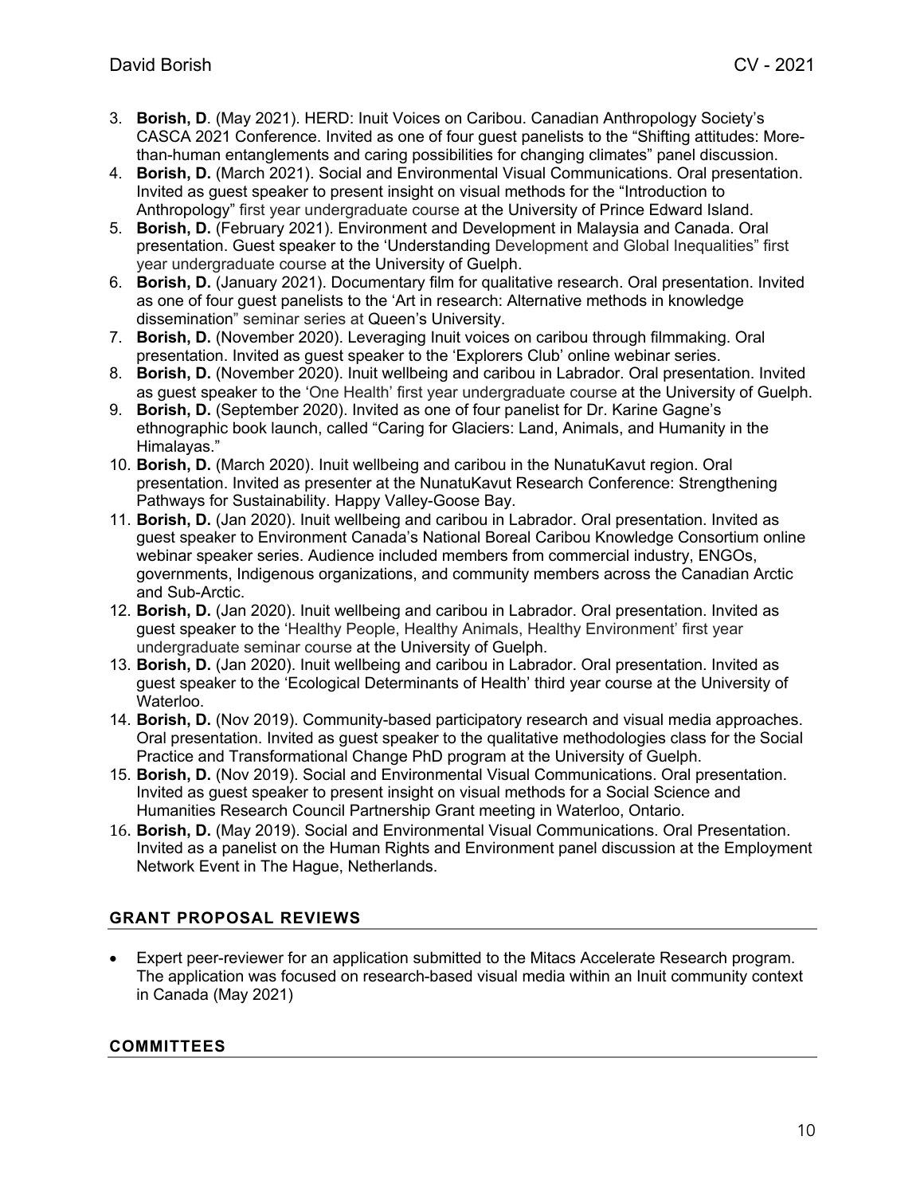3. **Borish, D**. (May 2021). HERD: Inuit Voices on Caribou. Canadian Anthropology Society's CASCA 2021 Conference. Invited as one of four guest panelists to the "Shifting attitudes: More-than-human entanglements and caring possibilities for changing climates" panel discussion.
4. **Borish, D.** (March 2021). Social and Environmental Visual Communications. Oral presentation. Invited as guest speaker to present insight on visual methods for the "Introduction to Anthropology" first year undergraduate course at the University of Prince Edward Island.
5. **Borish, D.** (February 2021). Environment and Development in Malaysia and Canada. Oral presentation. Guest speaker to the 'Understanding Development and Global Inequalities" first year undergraduate course at the University of Guelph.
6. **Borish, D.** (January 2021). Documentary film for qualitative research. Oral presentation. Invited as one of four guest panelists to the 'Art in research: Alternative methods in knowledge dissemination" seminar series at Queen's University.
7. **Borish, D.** (November 2020). Leveraging Inuit voices on caribou through filmmaking. Oral presentation. Invited as guest speaker to the 'Explorers Club' online webinar series.
8. **Borish, D.** (November 2020). Inuit wellbeing and caribou in Labrador. Oral presentation. Invited as guest speaker to the 'One Health' first year undergraduate course at the University of Guelph.
9. **Borish, D.** (September 2020). Invited as one of four panelist for Dr. Karine Gagne's ethnographic book launch, called "Caring for Glaciers: Land, Animals, and Humanity in the Himalayas."
10. **Borish, D.** (March 2020). Inuit wellbeing and caribou in the NunatuKavut region. Oral presentation. Invited as presenter at the NunatuKavut Research Conference: Strengthening Pathways for Sustainability. Happy Valley-Goose Bay.
11. **Borish, D.** (Jan 2020). Inuit wellbeing and caribou in Labrador. Oral presentation. Invited as guest speaker to Environment Canada's National Boreal Caribou Knowledge Consortium online webinar speaker series. Audience included members from commercial industry, ENGOs, governments, Indigenous organizations, and community members across the Canadian Arctic and Sub-Arctic.
12. **Borish, D.** (Jan 2020). Inuit wellbeing and caribou in Labrador. Oral presentation. Invited as guest speaker to the 'Healthy People, Healthy Animals, Healthy Environment' first year undergraduate seminar course at the University of Guelph.
13. **Borish, D.** (Jan 2020). Inuit wellbeing and caribou in Labrador. Oral presentation. Invited as guest speaker to the 'Ecological Determinants of Health' third year course at the University of Waterloo.
14. **Borish, D.** (Nov 2019). Community-based participatory research and visual media approaches. Oral presentation. Invited as guest speaker to the qualitative methodologies class for the Social Practice and Transformational Change PhD program at the University of Guelph.
15. **Borish, D.** (Nov 2019). Social and Environmental Visual Communications. Oral presentation. Invited as guest speaker to present insight on visual methods for a Social Science and Humanities Research Council Partnership Grant meeting in Waterloo, Ontario.
16. **Borish, D.** (May 2019). Social and Environmental Visual Communications. Oral Presentation. Invited as a panelist on the Human Rights and Environment panel discussion at the Employment Network Event in The Hague, Netherlands.

## GRANT PROPOSAL REVIEWS

- Expert peer-reviewer for an application submitted to the Mitacs Accelerate Research program. The application was focused on research-based visual media within an Inuit community context in Canada (May 2021)

## COMMITTEES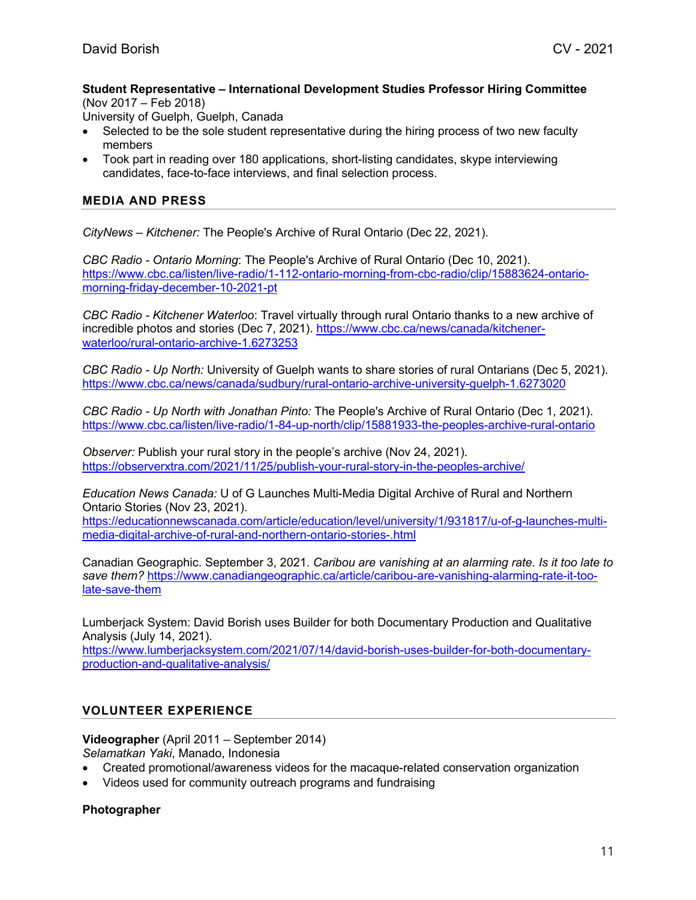**Student Representative – International Development Studies Professor Hiring Committee**
(Nov 2017 – Feb 2018)
University of Guelph, Guelph, Canada

- Selected to be the sole student representative during the hiring process of two new faculty members
- Took part in reading over 180 applications, short-listing candidates, skype interviewing candidates, face-to-face interviews, and final selection process.

## MEDIA AND PRESS

*CityNews – Kitchener:* The People's Archive of Rural Ontario (Dec 22, 2021).

*CBC Radio - Ontario Morning*: The People's Archive of Rural Ontario (Dec 10, 2021). https://www.cbc.ca/listen/live-radio/1-112-ontario-morning-from-cbc-radio/clip/15883624-ontario-morning-friday-december-10-2021-pt

*CBC Radio - Kitchener Waterloo*: Travel virtually through rural Ontario thanks to a new archive of incredible photos and stories (Dec 7, 2021). https://www.cbc.ca/news/canada/kitchener-waterloo/rural-ontario-archive-1.6273253

*CBC Radio - Up North:* University of Guelph wants to share stories of rural Ontarians (Dec 5, 2021). https://www.cbc.ca/news/canada/sudbury/rural-ontario-archive-university-guelph-1.6273020

*CBC Radio - Up North with Jonathan Pinto:* The People's Archive of Rural Ontario (Dec 1, 2021). https://www.cbc.ca/listen/live-radio/1-84-up-north/clip/15881933-the-peoples-archive-rural-ontario

*Observer:* Publish your rural story in the people's archive (Nov 24, 2021). https://observerxtra.com/2021/11/25/publish-your-rural-story-in-the-peoples-archive/

*Education News Canada:* U of G Launches Multi-Media Digital Archive of Rural and Northern Ontario Stories (Nov 23, 2021). https://educationnewscanada.com/article/education/level/university/1/931817/u-of-g-launches-multi-media-digital-archive-of-rural-and-northern-ontario-stories-.html

Canadian Geographic. September 3, 2021. *Caribou are vanishing at an alarming rate. Is it too late to save them?* https://www.canadiangeographic.ca/article/caribou-are-vanishing-alarming-rate-it-too-late-save-them

Lumberjack System: David Borish uses Builder for both Documentary Production and Qualitative Analysis (July 14, 2021). https://www.lumberjacksystem.com/2021/07/14/david-borish-uses-builder-for-both-documentary-production-and-qualitative-analysis/

## VOLUNTEER EXPERIENCE

**Videographer** (April 2011 – September 2014)
*Selamatkan Yaki*, Manado, Indonesia

- Created promotional/awareness videos for the macaque-related conservation organization
- Videos used for community outreach programs and fundraising

**Photographer**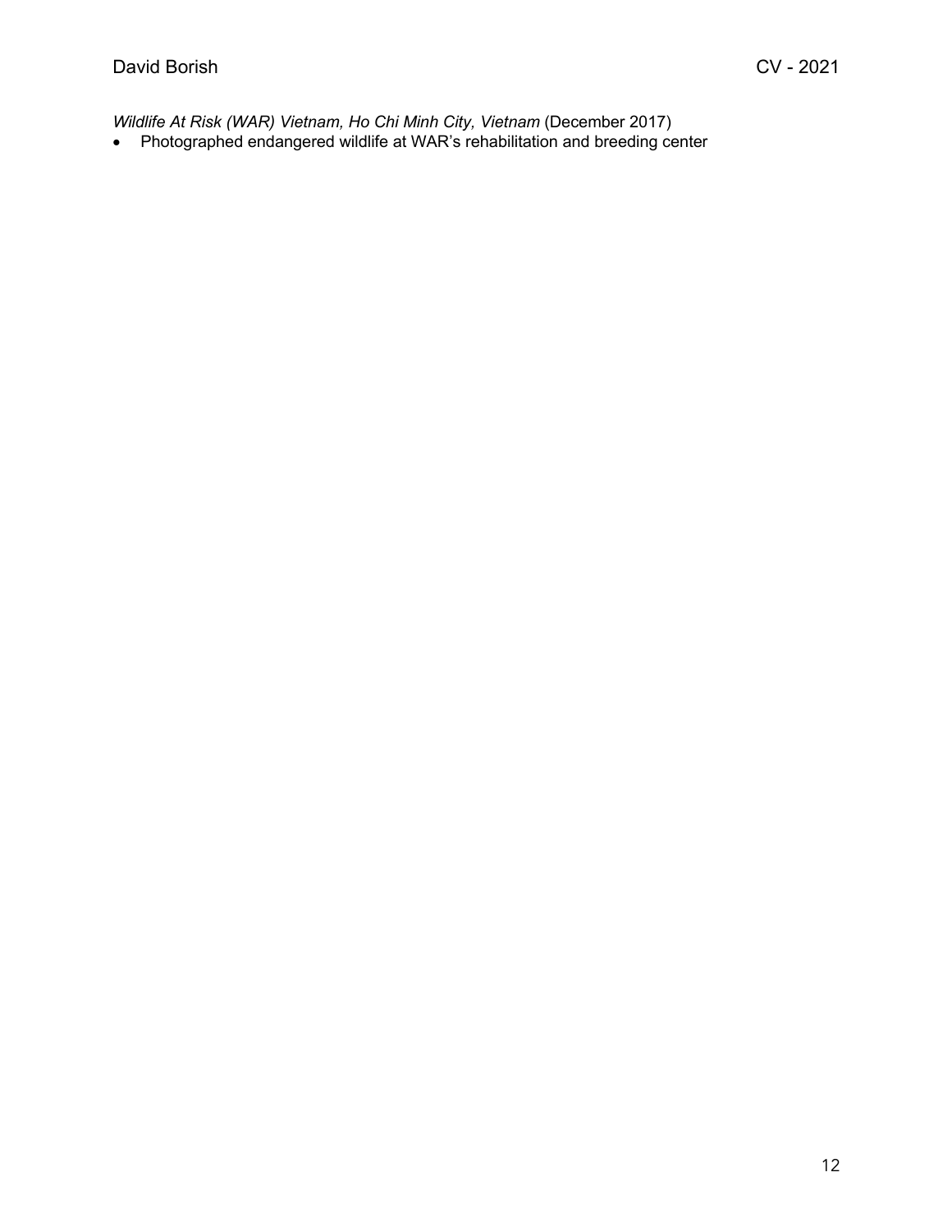*Wildlife At Risk (WAR) Vietnam, Ho Chi Minh City, Vietnam* (December 2017)

- Photographed endangered wildlife at WAR's rehabilitation and breeding center